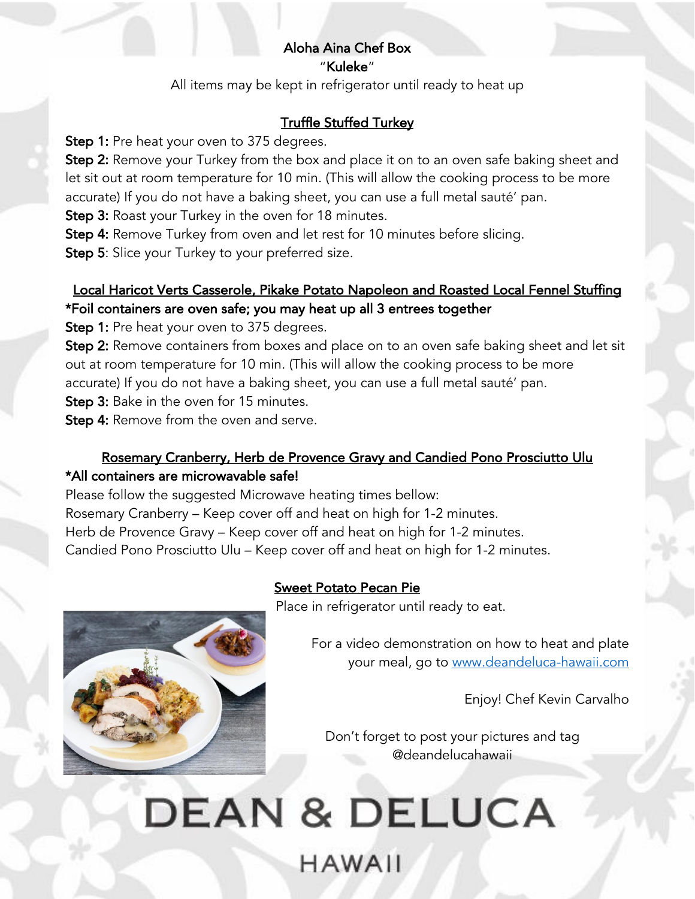# Aloha Aina Chef Box

**"Kuleke"**

All items may be kept in refrigerator until ready to heat up

## Truffle Stuffed Turkey

**Step 1:** Pre heat your oven to 375 degrees.

**Step 2:** Remove your Turkey from the box and place it on to an oven safe baking sheet and let sit out at room temperature for 10 min. (This will allow the cooking process to be more accurate) If you do not have a baking sheet, you can use a full metal sauté' pan.

**Step 3:** Roast your Turkey in the oven for 18 minutes.

**Step 4:** Remove Turkey from oven and let rest for 10 minutes before slicing.

**Step 5**: Slice your Turkey to your preferred size.

## Local Haricot Verts Casserole, Pikake Potato Napoleon and Roasted Local Fennel Stuffing

***Foil containers are oven safe; you may heat up all 3 entrees together**

**Step 1:** Pre heat your oven to 375 degrees.

**Step 2:** Remove containers from boxes and place on to an oven safe baking sheet and let sit out at room temperature for 10 min. (This will allow the cooking process to be more accurate) If you do not have a baking sheet, you can use a full metal sauté' pan.

**Step 3:** Bake in the oven for 15 minutes.

**Step 4:** Remove from the oven and serve.

## Rosemary Cranberry, Herb de Provence Gravy and Candied Pono Prosciutto Ulu

***All containers are microwavable safe!**

Please follow the suggested Microwave heating times bellow:

Rosemary Cranberry – Keep cover off and heat on high for 1-2 minutes.

Herb de Provence Gravy – Keep cover off and heat on high for 1-2 minutes.

Candied Pono Prosciutto Ulu – Keep cover off and heat on high for 1-2 minutes.

## Sweet Potato Pecan Pie

Place in refrigerator until ready to eat.

For a video demonstration on how to heat and plate your meal, go to www.deandeluca-hawaii.com

Enjoy! Chef Kevin Carvalho

Don't forget to post your pictures and tag @deandelucahawaii

DEAN & DELUCA

HAWAII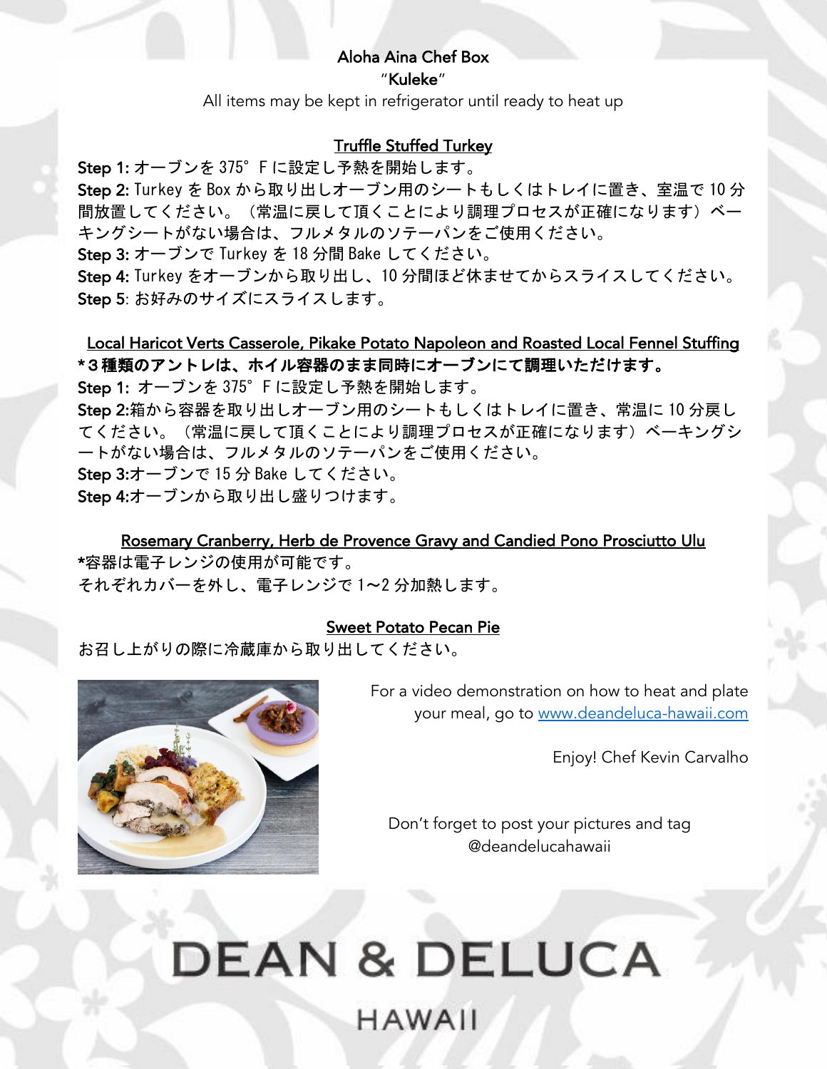# Aloha Aina Chef Box

## "Kuleke"

All items may be kept in refrigerator until ready to heat up

### Truffle Stuffed Turkey

**Step 1:** オーブンを 375°F に設定し予熱を開始します。
**Step 2:** Turkey を Box から取り出しオーブン用のシートもしくはトレイに置き、室温で 10 分間放置してください。（常温に戻して頂くことにより調理プロセスが正確になります）ベーキングシートがない場合は、フルメタルのソテーパンをご使用ください。
**Step 3:** オーブンで Turkey を 18 分間 Bake してください。
**Step 4:** Turkey をオーブンから取り出し、10 分間ほど休ませてからスライスしてください。
**Step 5**: お好みのサイズにスライスします。

### Local Haricot Verts Casserole, Pikake Potato Napoleon and Roasted Local Fennel Stuffing

**\*３種類のアントレは、ホイル容器のまま同時にオーブンにて調理いただけます。**
**Step 1:** オーブンを 375°F に設定し予熱を開始します。
**Step 2:**箱から容器を取り出しオーブン用のシートもしくはトレイに置き、常温に 10 分戻してください。（常温に戻して頂くことにより調理プロセスが正確になります）ベーキングシートがない場合は、フルメタルのソテーパンをご使用ください。
**Step 3:**オーブンで 15 分 Bake してください。
**Step 4:**オーブンから取り出し盛りつけます。

### Rosemary Cranberry, Herb de Provence Gravy and Candied Pono Prosciutto Ulu

*容器は電子レンジの使用が可能です。
それぞれカバーを外し、電子レンジで 1〜2 分加熱します。

### Sweet Potato Pecan Pie

お召し上がりの際に冷蔵庫から取り出してください。

For a video demonstration on how to heat and plate your meal, go to www.deandeluca-hawaii.com

Enjoy! Chef Kevin Carvalho

Don't forget to post your pictures and tag @deandelucahawaii

DEAN & DELUCA
HAWAII